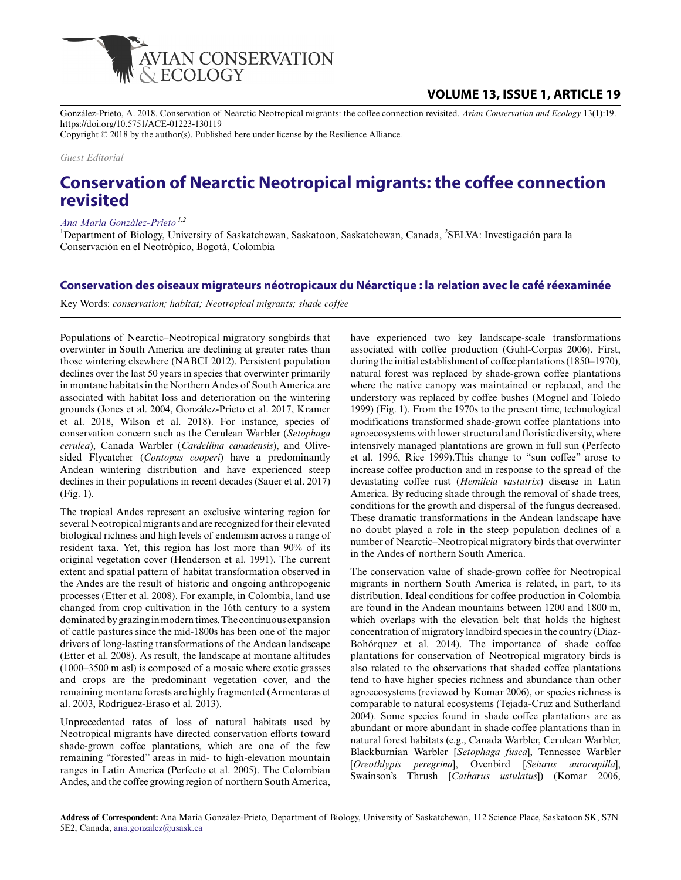González-Prieto, A. 2018. Conservation of Nearctic Neotropical migrants: the coffee connection revisited. *Avian Conservation and Ecology* 13(1):19. https://doi.org/10.5751/ACE-01223-130119
Copyright © 2018 by the author(s). Published here under license by the Resilience Alliance.

*Guest Editorial*

# Conservation of Nearctic Neotropical migrants: the coffee connection revisited

*Ana María González-Prieto* [1,2]

[1]Department of Biology, University of Saskatchewan, Saskatoon, Saskatchewan, Canada, [2]SELVA: Investigación para la Conservación en el Neotrópico, Bogotá, Colombia

## Conservation des oiseaux migrateurs néotropicaux du Néarctique : la relation avec le café réexaminée

Key Words: *conservation; habitat; Neotropical migrants; shade coffee*

Populations of Nearctic–Neotropical migratory songbirds that overwinter in South America are declining at greater rates than those wintering elsewhere (NABCI 2012). Persistent population declines over the last 50 years in species that overwinter primarily in montane habitats in the Northern Andes of South America are associated with habitat loss and deterioration on the wintering grounds (Jones et al. 2004, González-Prieto et al. 2017, Kramer et al. 2018, Wilson et al. 2018). For instance, species of conservation concern such as the Cerulean Warbler (*Setophaga cerulea*), Canada Warbler (*Cardellina canadensis*), and Olive-sided Flycatcher (*Contopus cooperi*) have a predominantly Andean wintering distribution and have experienced steep declines in their populations in recent decades (Sauer et al. 2017) (Fig. 1).

The tropical Andes represent an exclusive wintering region for several Neotropical migrants and are recognized for their elevated biological richness and high levels of endemism across a range of resident taxa. Yet, this region has lost more than 90% of its original vegetation cover (Henderson et al. 1991). The current extent and spatial pattern of habitat transformation observed in the Andes are the result of historic and ongoing anthropogenic processes (Etter et al. 2008). For example, in Colombia, land use changed from crop cultivation in the 16th century to a system dominated by grazing in modern times. The continuous expansion of cattle pastures since the mid-1800s has been one of the major drivers of long-lasting transformations of the Andean landscape (Etter et al. 2008). As result, the landscape at montane altitudes (1000–3500 m asl) is composed of a mosaic where exotic grasses and crops are the predominant vegetation cover, and the remaining montane forests are highly fragmented (Armenteras et al. 2003, Rodríguez-Eraso et al. 2013).

Unprecedented rates of loss of natural habitats used by Neotropical migrants have directed conservation efforts toward shade-grown coffee plantations, which are one of the few remaining "forested" areas in mid- to high-elevation mountain ranges in Latin America (Perfecto et al. 2005). The Colombian Andes, and the coffee growing region of northern South America, have experienced two key landscape-scale transformations associated with coffee production (Guhl-Corpas 2006). First, during the initial establishment of coffee plantations (1850–1970), natural forest was replaced by shade-grown coffee plantations where the native canopy was maintained or replaced, and the understory was replaced by coffee bushes (Moguel and Toledo 1999) (Fig. 1). From the 1970s to the present time, technological modifications transformed shade-grown coffee plantations into agroecosystems with lower structural and floristic diversity, where intensively managed plantations are grown in full sun (Perfecto et al. 1996, Rice 1999).This change to "sun coffee" arose to increase coffee production and in response to the spread of the devastating coffee rust (*Hemileia vastatrix*) disease in Latin America. By reducing shade through the removal of shade trees, conditions for the growth and dispersal of the fungus decreased. These dramatic transformations in the Andean landscape have no doubt played a role in the steep population declines of a number of Nearctic–Neotropical migratory birds that overwinter in the Andes of northern South America.

The conservation value of shade-grown coffee for Neotropical migrants in northern South America is related, in part, to its distribution. Ideal conditions for coffee production in Colombia are found in the Andean mountains between 1200 and 1800 m, which overlaps with the elevation belt that holds the highest concentration of migratory landbird species in the country (Díaz-Bohórquez et al. 2014). The importance of shade coffee plantations for conservation of Neotropical migratory birds is also related to the observations that shaded coffee plantations tend to have higher species richness and abundance than other agroecosystems (reviewed by Komar 2006), or species richness is comparable to natural ecosystems (Tejada-Cruz and Sutherland 2004). Some species found in shade coffee plantations are as abundant or more abundant in shade coffee plantations than in natural forest habitats (e.g., Canada Warbler, Cerulean Warbler, Blackburnian Warbler [*Setophaga fusca*], Tennessee Warbler [*Oreothlypis peregrina*], Ovenbird [*Seiurus aurocapilla*], Swainson's Thrush [*Catharus ustulatus*]) (Komar 2006,

**Address of Correspondent:** Ana María González-Prieto, Department of Biology, University of Saskatchewan, 112 Science Place, Saskatoon SK, S7N 5E2, Canada, ana.gonzalez@usask.ca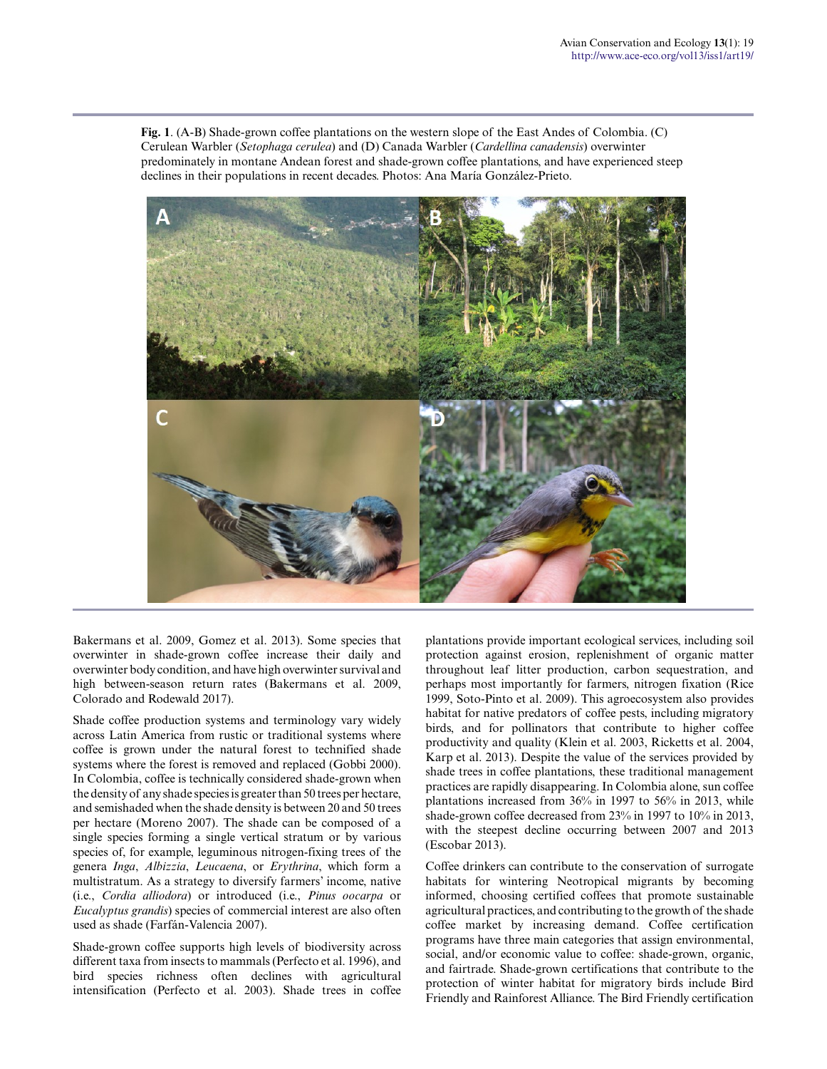**Fig. 1**. (A-B) Shade-grown coffee plantations on the western slope of the East Andes of Colombia. (C) Cerulean Warbler (*Setophaga cerulea*) and (D) Canada Warbler (*Cardellina canadensis*) overwinter predominately in montane Andean forest and shade-grown coffee plantations, and have experienced steep declines in their populations in recent decades. Photos: Ana María González-Prieto.

Bakermans et al. 2009, Gomez et al. 2013). Some species that overwinter in shade-grown coffee increase their daily and overwinter body condition, and have high overwinter survival and high between-season return rates (Bakermans et al. 2009, Colorado and Rodewald 2017).

Shade coffee production systems and terminology vary widely across Latin America from rustic or traditional systems where coffee is grown under the natural forest to technified shade systems where the forest is removed and replaced (Gobbi 2000). In Colombia, coffee is technically considered shade-grown when the density of any shade species is greater than 50 trees per hectare, and semishaded when the shade density is between 20 and 50 trees per hectare (Moreno 2007). The shade can be composed of a single species forming a single vertical stratum or by various species of, for example, leguminous nitrogen-fixing trees of the genera *Inga*, *Albizzia*, *Leucaena*, or *Erythrina*, which form a multistratum. As a strategy to diversify farmers' income, native (i.e., *Cordia alliodora*) or introduced (i.e., *Pinus oocarpa* or *Eucalyptus grandis*) species of commercial interest are also often used as shade (Farfán-Valencia 2007).

Shade-grown coffee supports high levels of biodiversity across different taxa from insects to mammals (Perfecto et al. 1996), and bird species richness often declines with agricultural intensification (Perfecto et al. 2003). Shade trees in coffee plantations provide important ecological services, including soil protection against erosion, replenishment of organic matter throughout leaf litter production, carbon sequestration, and perhaps most importantly for farmers, nitrogen fixation (Rice 1999, Soto-Pinto et al. 2009). This agroecosystem also provides habitat for native predators of coffee pests, including migratory birds, and for pollinators that contribute to higher coffee productivity and quality (Klein et al. 2003, Ricketts et al. 2004, Karp et al. 2013). Despite the value of the services provided by shade trees in coffee plantations, these traditional management practices are rapidly disappearing. In Colombia alone, sun coffee plantations increased from 36% in 1997 to 56% in 2013, while shade-grown coffee decreased from 23% in 1997 to 10% in 2013, with the steepest decline occurring between 2007 and 2013 (Escobar 2013).

Coffee drinkers can contribute to the conservation of surrogate habitats for wintering Neotropical migrants by becoming informed, choosing certified coffees that promote sustainable agricultural practices, and contributing to the growth of the shade coffee market by increasing demand. Coffee certification programs have three main categories that assign environmental, social, and/or economic value to coffee: shade-grown, organic, and fairtrade. Shade-grown certifications that contribute to the protection of winter habitat for migratory birds include Bird Friendly and Rainforest Alliance. The Bird Friendly certification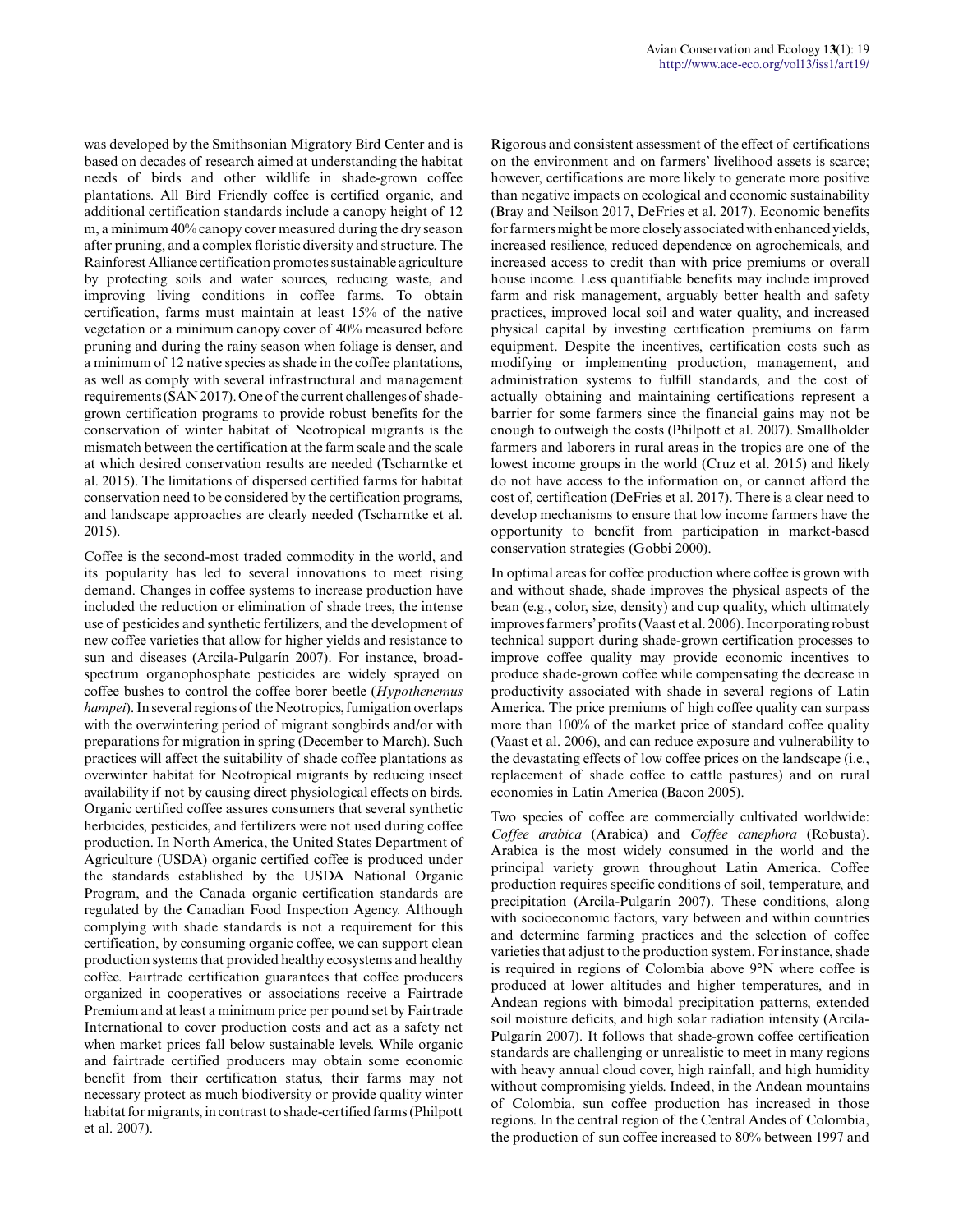was developed by the Smithsonian Migratory Bird Center and is based on decades of research aimed at understanding the habitat needs of birds and other wildlife in shade-grown coffee plantations. All Bird Friendly coffee is certified organic, and additional certification standards include a canopy height of 12 m, a minimum 40% canopy cover measured during the dry season after pruning, and a complex floristic diversity and structure. The Rainforest Alliance certification promotes sustainable agriculture by protecting soils and water sources, reducing waste, and improving living conditions in coffee farms. To obtain certification, farms must maintain at least 15% of the native vegetation or a minimum canopy cover of 40% measured before pruning and during the rainy season when foliage is denser, and a minimum of 12 native species as shade in the coffee plantations, as well as comply with several infrastructural and management requirements (SAN 2017). One of the current challenges of shade-grown certification programs to provide robust benefits for the conservation of winter habitat of Neotropical migrants is the mismatch between the certification at the farm scale and the scale at which desired conservation results are needed (Tscharntke et al. 2015). The limitations of dispersed certified farms for habitat conservation need to be considered by the certification programs, and landscape approaches are clearly needed (Tscharntke et al. 2015).

Coffee is the second-most traded commodity in the world, and its popularity has led to several innovations to meet rising demand. Changes in coffee systems to increase production have included the reduction or elimination of shade trees, the intense use of pesticides and synthetic fertilizers, and the development of new coffee varieties that allow for higher yields and resistance to sun and diseases (Arcila-Pulgarín 2007). For instance, broad-spectrum organophosphate pesticides are widely sprayed on coffee bushes to control the coffee borer beetle (*Hypothenemus hampei*). In several regions of the Neotropics, fumigation overlaps with the overwintering period of migrant songbirds and/or with preparations for migration in spring (December to March). Such practices will affect the suitability of shade coffee plantations as overwinter habitat for Neotropical migrants by reducing insect availability if not by causing direct physiological effects on birds. Organic certified coffee assures consumers that several synthetic herbicides, pesticides, and fertilizers were not used during coffee production. In North America, the United States Department of Agriculture (USDA) organic certified coffee is produced under the standards established by the USDA National Organic Program, and the Canada organic certification standards are regulated by the Canadian Food Inspection Agency. Although complying with shade standards is not a requirement for this certification, by consuming organic coffee, we can support clean production systems that provided healthy ecosystems and healthy coffee. Fairtrade certification guarantees that coffee producers organized in cooperatives or associations receive a Fairtrade Premium and at least a minimum price per pound set by Fairtrade International to cover production costs and act as a safety net when market prices fall below sustainable levels. While organic and fairtrade certified producers may obtain some economic benefit from their certification status, their farms may not necessary protect as much biodiversity or provide quality winter habitat for migrants, in contrast to shade-certified farms (Philpott et al. 2007).

Rigorous and consistent assessment of the effect of certifications on the environment and on farmers' livelihood assets is scarce; however, certifications are more likely to generate more positive than negative impacts on ecological and economic sustainability (Bray and Neilson 2017, DeFries et al. 2017). Economic benefits for farmers might be more closely associated with enhanced yields, increased resilience, reduced dependence on agrochemicals, and increased access to credit than with price premiums or overall house income. Less quantifiable benefits may include improved farm and risk management, arguably better health and safety practices, improved local soil and water quality, and increased physical capital by investing certification premiums on farm equipment. Despite the incentives, certification costs such as modifying or implementing production, management, and administration systems to fulfill standards, and the cost of actually obtaining and maintaining certifications represent a barrier for some farmers since the financial gains may not be enough to outweigh the costs (Philpott et al. 2007). Smallholder farmers and laborers in rural areas in the tropics are one of the lowest income groups in the world (Cruz et al. 2015) and likely do not have access to the information on, or cannot afford the cost of, certification (DeFries et al. 2017). There is a clear need to develop mechanisms to ensure that low income farmers have the opportunity to benefit from participation in market-based conservation strategies (Gobbi 2000).

In optimal areas for coffee production where coffee is grown with and without shade, shade improves the physical aspects of the bean (e.g., color, size, density) and cup quality, which ultimately improves farmers' profits (Vaast et al. 2006). Incorporating robust technical support during shade-grown certification processes to improve coffee quality may provide economic incentives to produce shade-grown coffee while compensating the decrease in productivity associated with shade in several regions of Latin America. The price premiums of high coffee quality can surpass more than 100% of the market price of standard coffee quality (Vaast et al. 2006), and can reduce exposure and vulnerability to the devastating effects of low coffee prices on the landscape (i.e., replacement of shade coffee to cattle pastures) and on rural economies in Latin America (Bacon 2005).

Two species of coffee are commercially cultivated worldwide: *Coffea arabica* (Arabica) and *Coffea canephora* (Robusta). Arabica is the most widely consumed in the world and the principal variety grown throughout Latin America. Coffee production requires specific conditions of soil, temperature, and precipitation (Arcila-Pulgarín 2007). These conditions, along with socioeconomic factors, vary between and within countries and determine farming practices and the selection of coffee varieties that adjust to the production system. For instance, shade is required in regions of Colombia above 9°N where coffee is produced at lower altitudes and higher temperatures, and in Andean regions with bimodal precipitation patterns, extended soil moisture deficits, and high solar radiation intensity (Arcila-Pulgarín 2007). It follows that shade-grown coffee certification standards are challenging or unrealistic to meet in many regions with heavy annual cloud cover, high rainfall, and high humidity without compromising yields. Indeed, in the Andean mountains of Colombia, sun coffee production has increased in those regions. In the central region of the Central Andes of Colombia, the production of sun coffee increased to 80% between 1997 and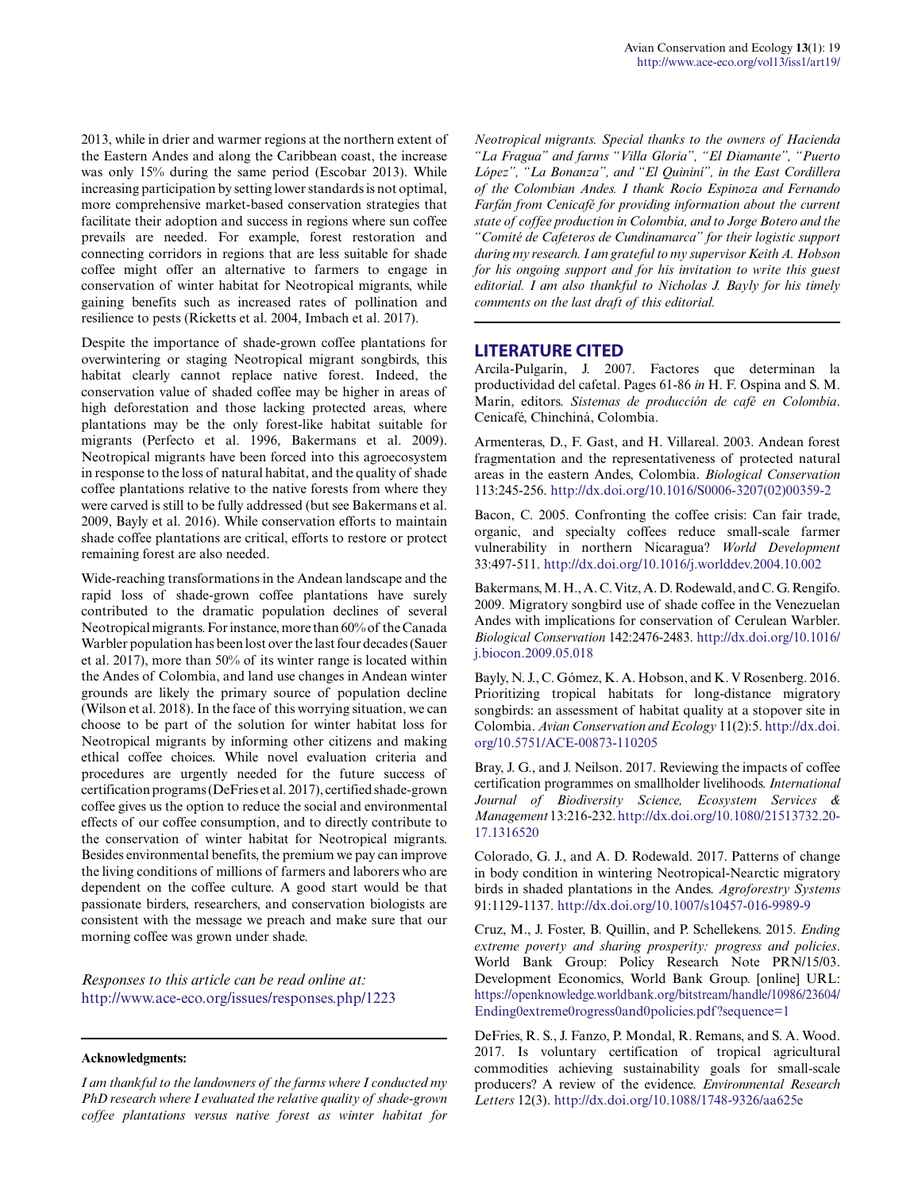2013, while in drier and warmer regions at the northern extent of the Eastern Andes and along the Caribbean coast, the increase was only 15% during the same period (Escobar 2013). While increasing participation by setting lower standards is not optimal, more comprehensive market-based conservation strategies that facilitate their adoption and success in regions where sun coffee prevails are needed. For example, forest restoration and connecting corridors in regions that are less suitable for shade coffee might offer an alternative to farmers to engage in conservation of winter habitat for Neotropical migrants, while gaining benefits such as increased rates of pollination and resilience to pests (Ricketts et al. 2004, Imbach et al. 2017).

Despite the importance of shade-grown coffee plantations for overwintering or staging Neotropical migrant songbirds, this habitat clearly cannot replace native forest. Indeed, the conservation value of shaded coffee may be higher in areas of high deforestation and those lacking protected areas, where plantations may be the only forest-like habitat suitable for migrants (Perfecto et al. 1996, Bakermans et al. 2009). Neotropical migrants have been forced into this agroecosystem in response to the loss of natural habitat, and the quality of shade coffee plantations relative to the native forests from where they were carved is still to be fully addressed (but see Bakermans et al. 2009, Bayly et al. 2016). While conservation efforts to maintain shade coffee plantations are critical, efforts to restore or protect remaining forest are also needed.

Wide-reaching transformations in the Andean landscape and the rapid loss of shade-grown coffee plantations have surely contributed to the dramatic population declines of several Neotropical migrants. For instance, more than 60% of the Canada Warbler population has been lost over the last four decades (Sauer et al. 2017), more than 50% of its winter range is located within the Andes of Colombia, and land use changes in Andean winter grounds are likely the primary source of population decline (Wilson et al. 2018). In the face of this worrying situation, we can choose to be part of the solution for winter habitat loss for Neotropical migrants by informing other citizens and making ethical coffee choices. While novel evaluation criteria and procedures are urgently needed for the future success of certification programs (DeFries et al. 2017), certified shade-grown coffee gives us the option to reduce the social and environmental effects of our coffee consumption, and to directly contribute to the conservation of winter habitat for Neotropical migrants. Besides environmental benefits, the premium we pay can improve the living conditions of millions of farmers and laborers who are dependent on the coffee culture. A good start would be that passionate birders, researchers, and conservation biologists are consistent with the message we preach and make sure that our morning coffee was grown under shade.

*Responses to this article can be read online at:*
http://www.ace-eco.org/issues/responses.php/1223

**Acknowledgments:**

*I am thankful to the landowners of the farms where I conducted my PhD research where I evaluated the relative quality of shade-grown coffee plantations versus native forest as winter habitat for Neotropical migrants. Special thanks to the owners of Hacienda "La Fragua" and farms "Villa Gloria", "El Diamante", "Puerto López", "La Bonanza", and "El Quininí", in the East Cordillera of the Colombian Andes. I thank Rocío Espinoza and Fernando Farfán from Cenicafé for providing information about the current state of coffee production in Colombia, and to Jorge Botero and the "Comité de Cafeteros de Cundinamarca" for their logistic support during my research. I am grateful to my supervisor Keith A. Hobson for his ongoing support and for his invitation to write this guest editorial. I am also thankful to Nicholas J. Bayly for his timely comments on the last draft of this editorial.*

## LITERATURE CITED

Arcila-Pulgarín, J. 2007. Factores que determinan la productividad del cafetal. Pages 61-86 *in* H. F. Ospina and S. M. Marín, editors. *Sistemas de producción de café en Colombia*. Cenicafé, Chinchiná, Colombia.

Armenteras, D., F. Gast, and H. Villareal. 2003. Andean forest fragmentation and the representativeness of protected natural areas in the eastern Andes, Colombia. *Biological Conservation* 113:245-256. http://dx.doi.org/10.1016/S0006-3207(02)00359-2

Bacon, C. 2005. Confronting the coffee crisis: Can fair trade, organic, and specialty coffees reduce small-scale farmer vulnerability in northern Nicaragua? *World Development* 33:497-511. http://dx.doi.org/10.1016/j.worlddev.2004.10.002

Bakermans, M. H., A. C. Vitz, A. D. Rodewald, and C. G. Rengifo. 2009. Migratory songbird use of shade coffee in the Venezuelan Andes with implications for conservation of Cerulean Warbler. *Biological Conservation* 142:2476-2483. http://dx.doi.org/10.1016/j.biocon.2009.05.018

Bayly, N. J., C. Gómez, K. A. Hobson, and K. V Rosenberg. 2016. Prioritizing tropical habitats for long-distance migratory songbirds: an assessment of habitat quality at a stopover site in Colombia. *Avian Conservation and Ecology* 11(2):5. http://dx.doi.org/10.5751/ACE-00873-110205

Bray, J. G., and J. Neilson. 2017. Reviewing the impacts of coffee certification programmes on smallholder livelihoods. *International Journal of Biodiversity Science, Ecosystem Services & Management* 13:216-232. http://dx.doi.org/10.1080/21513732.2017.1316520

Colorado, G. J., and A. D. Rodewald. 2017. Patterns of change in body condition in wintering Neotropical-Nearctic migratory birds in shaded plantations in the Andes. *Agroforestry Systems* 91:1129-1137. http://dx.doi.org/10.1007/s10457-016-9989-9

Cruz, M., J. Foster, B. Quillin, and P. Schellekens. 2015. *Ending extreme poverty and sharing prosperity: progress and policies*. World Bank Group: Policy Research Note PRN/15/03. Development Economics, World Bank Group. [online] URL: https://openknowledge.worldbank.org/bitstream/handle/10986/23604/Ending0extreme0rogress0and0policies.pdf?sequence=1

DeFries, R. S., J. Fanzo, P. Mondal, R. Remans, and S. A. Wood. 2017. Is voluntary certification of tropical agricultural commodities achieving sustainability goals for small-scale producers? A review of the evidence. *Environmental Research Letters* 12(3). http://dx.doi.org/10.1088/1748-9326/aa625e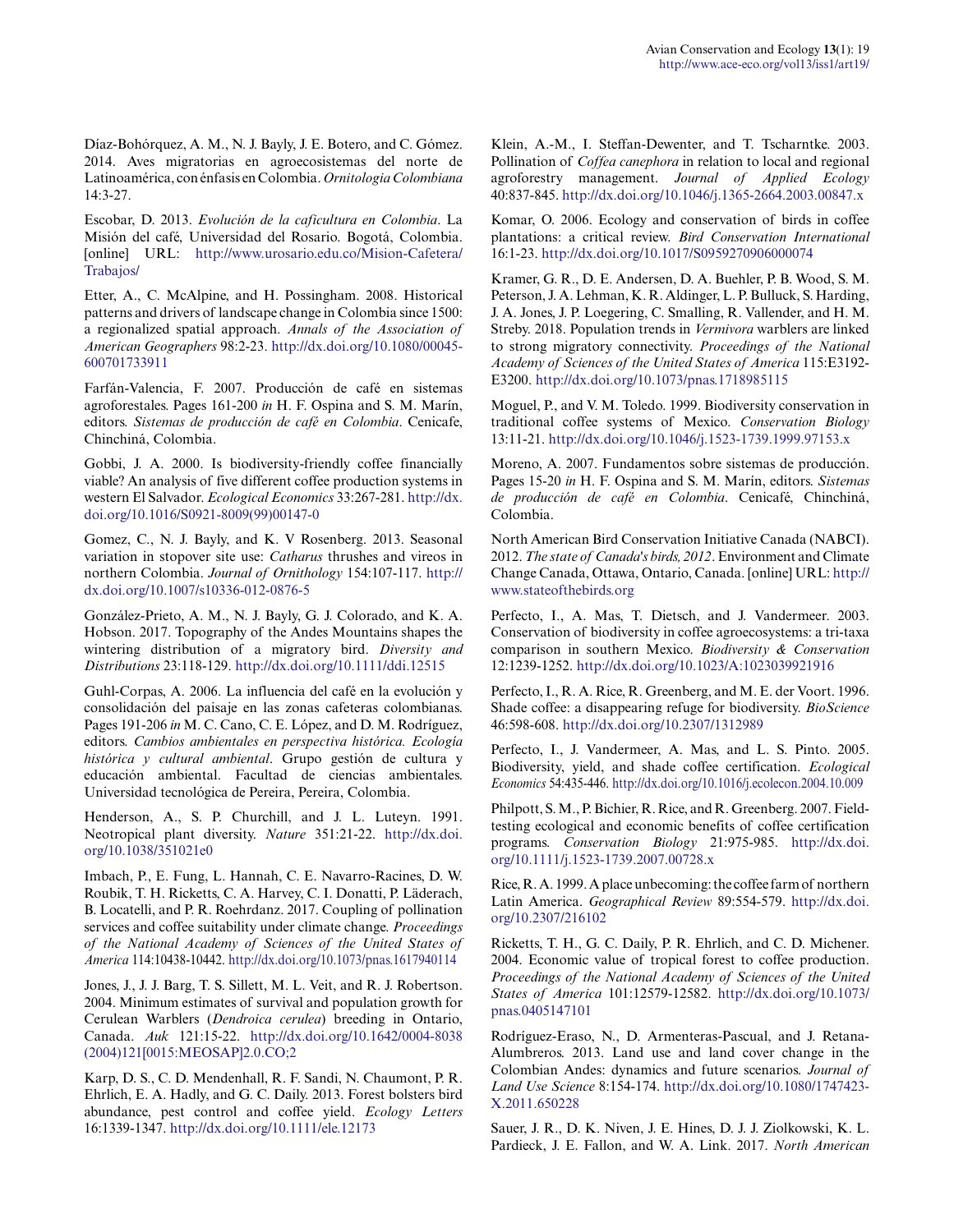Díaz-Bohórquez, A. M., N. J. Bayly, J. E. Botero, and C. Gómez. 2014. Aves migratorias en agroecosistemas del norte de Latinoamérica, con énfasis en Colombia. *Ornitologia Colombiana* 14:3-27.

Escobar, D. 2013. *Evolución de la caficultura en Colombia*. La Misión del café, Universidad del Rosario. Bogotá, Colombia. [online] URL: http://www.urosario.edu.co/Mision-Cafetera/Trabajos/

Etter, A., C. McAlpine, and H. Possingham. 2008. Historical patterns and drivers of landscape change in Colombia since 1500: a regionalized spatial approach. *Annals of the Association of American Geographers* 98:2-23. http://dx.doi.org/10.1080/00045-600701733911

Farfán-Valencia, F. 2007. Producción de café en sistemas agroforestales. Pages 161-200 *in* H. F. Ospina and S. M. Marín, editors. *Sistemas de producción de café en Colombia*. Cenicafe, Chinchiná, Colombia.

Gobbi, J. A. 2000. Is biodiversity-friendly coffee financially viable? An analysis of five different coffee production systems in western El Salvador. *Ecological Economics* 33:267-281. http://dx.doi.org/10.1016/S0921-8009(99)00147-0

Gomez, C., N. J. Bayly, and K. V Rosenberg. 2013. Seasonal variation in stopover site use: *Catharus* thrushes and vireos in northern Colombia. *Journal of Ornithology* 154:107-117. http://dx.doi.org/10.1007/s10336-012-0876-5

González-Prieto, A. M., N. J. Bayly, G. J. Colorado, and K. A. Hobson. 2017. Topography of the Andes Mountains shapes the wintering distribution of a migratory bird. *Diversity and Distributions* 23:118-129. http://dx.doi.org/10.1111/ddi.12515

Guhl-Corpas, A. 2006. La influencia del café en la evolución y consolidación del paisaje en las zonas cafeteras colombianas. Pages 191-206 *in* M. C. Cano, C. E. López, and D. M. Rodríguez, editors. *Cambios ambientales en perspectiva histórica. Ecología histórica y cultural ambiental*. Grupo gestión de cultura y educación ambiental. Facultad de ciencias ambientales. Universidad tecnológica de Pereira, Pereira, Colombia.

Henderson, A., S. P. Churchill, and J. L. Luteyn. 1991. Neotropical plant diversity. *Nature* 351:21-22. http://dx.doi.org/10.1038/351021e0

Imbach, P., E. Fung, L. Hannah, C. E. Navarro-Racines, D. W. Roubik, T. H. Ricketts, C. A. Harvey, C. I. Donatti, P. Läderach, B. Locatelli, and P. R. Roehrdanz. 2017. Coupling of pollination services and coffee suitability under climate change. *Proceedings of the National Academy of Sciences of the United States of America* 114:10438-10442. http://dx.doi.org/10.1073/pnas.1617940114

Jones, J., J. J. Barg, T. S. Sillett, M. L. Veit, and R. J. Robertson. 2004. Minimum estimates of survival and population growth for Cerulean Warblers (*Dendroica cerulea*) breeding in Ontario, Canada. *Auk* 121:15-22. http://dx.doi.org/10.1642/0004-8038(2004)121[0015:MEOSAP]2.0.CO;2

Karp, D. S., C. D. Mendenhall, R. F. Sandi, N. Chaumont, P. R. Ehrlich, E. A. Hadly, and G. C. Daily. 2013. Forest bolsters bird abundance, pest control and coffee yield. *Ecology Letters* 16:1339-1347. http://dx.doi.org/10.1111/ele.12173

Klein, A.-M., I. Steffan-Dewenter, and T. Tscharntke. 2003. Pollination of *Coffea canephora* in relation to local and regional agroforestry management. *Journal of Applied Ecology* 40:837-845. http://dx.doi.org/10.1046/j.1365-2664.2003.00847.x

Komar, O. 2006. Ecology and conservation of birds in coffee plantations: a critical review. *Bird Conservation International* 16:1-23. http://dx.doi.org/10.1017/S0959270906000074

Kramer, G. R., D. E. Andersen, D. A. Buehler, P. B. Wood, S. M. Peterson, J. A. Lehman, K. R. Aldinger, L. P. Bulluck, S. Harding, J. A. Jones, J. P. Loegering, C. Smalling, R. Vallender, and H. M. Streby. 2018. Population trends in *Vermivora* warblers are linked to strong migratory connectivity. *Proceedings of the National Academy of Sciences of the United States of America* 115:E3192-E3200. http://dx.doi.org/10.1073/pnas.1718985115

Moguel, P., and V. M. Toledo. 1999. Biodiversity conservation in traditional coffee systems of Mexico. *Conservation Biology* 13:11-21. http://dx.doi.org/10.1046/j.1523-1739.1999.97153.x

Moreno, A. 2007. Fundamentos sobre sistemas de producción. Pages 15-20 *in* H. F. Ospina and S. M. Marín, editors. *Sistemas de producción de café en Colombia*. Cenicafé, Chinchiná, Colombia.

North American Bird Conservation Initiative Canada (NABCI). 2012. *The state of Canada's birds, 2012*. Environment and Climate Change Canada, Ottawa, Ontario, Canada. [online] URL: http://www.stateofthebirds.org

Perfecto, I., A. Mas, T. Dietsch, and J. Vandermeer. 2003. Conservation of biodiversity in coffee agroecosystems: a tri-taxa comparison in southern Mexico. *Biodiversity & Conservation* 12:1239-1252. http://dx.doi.org/10.1023/A:1023039921916

Perfecto, I., R. A. Rice, R. Greenberg, and M. E. der Voort. 1996. Shade coffee: a disappearing refuge for biodiversity. *BioScience* 46:598-608. http://dx.doi.org/10.2307/1312989

Perfecto, I., J. Vandermeer, A. Mas, and L. S. Pinto. 2005. Biodiversity, yield, and shade coffee certification. *Ecological Economics* 54:435-446. http://dx.doi.org/10.1016/j.ecolecon.2004.10.009

Philpott, S. M., P. Bichier, R. Rice, and R. Greenberg. 2007. Field-testing ecological and economic benefits of coffee certification programs. *Conservation Biology* 21:975-985. http://dx.doi.org/10.1111/j.1523-1739.2007.00728.x

Rice, R. A. 1999. A place unbecoming: the coffee farm of northern Latin America. *Geographical Review* 89:554-579. http://dx.doi.org/10.2307/216102

Ricketts, T. H., G. C. Daily, P. R. Ehrlich, and C. D. Michener. 2004. Economic value of tropical forest to coffee production. *Proceedings of the National Academy of Sciences of the United States of America* 101:12579-12582. http://dx.doi.org/10.1073/pnas.0405147101

Rodríguez-Eraso, N., D. Armenteras-Pascual, and J. Retana-Alumbreros. 2013. Land use and land cover change in the Colombian Andes: dynamics and future scenarios. *Journal of Land Use Science* 8:154-174. http://dx.doi.org/10.1080/1747423-X.2011.650228

Sauer, J. R., D. K. Niven, J. E. Hines, D. J. J. Ziolkowski, K. L. Pardieck, J. E. Fallon, and W. A. Link. 2017. *North American*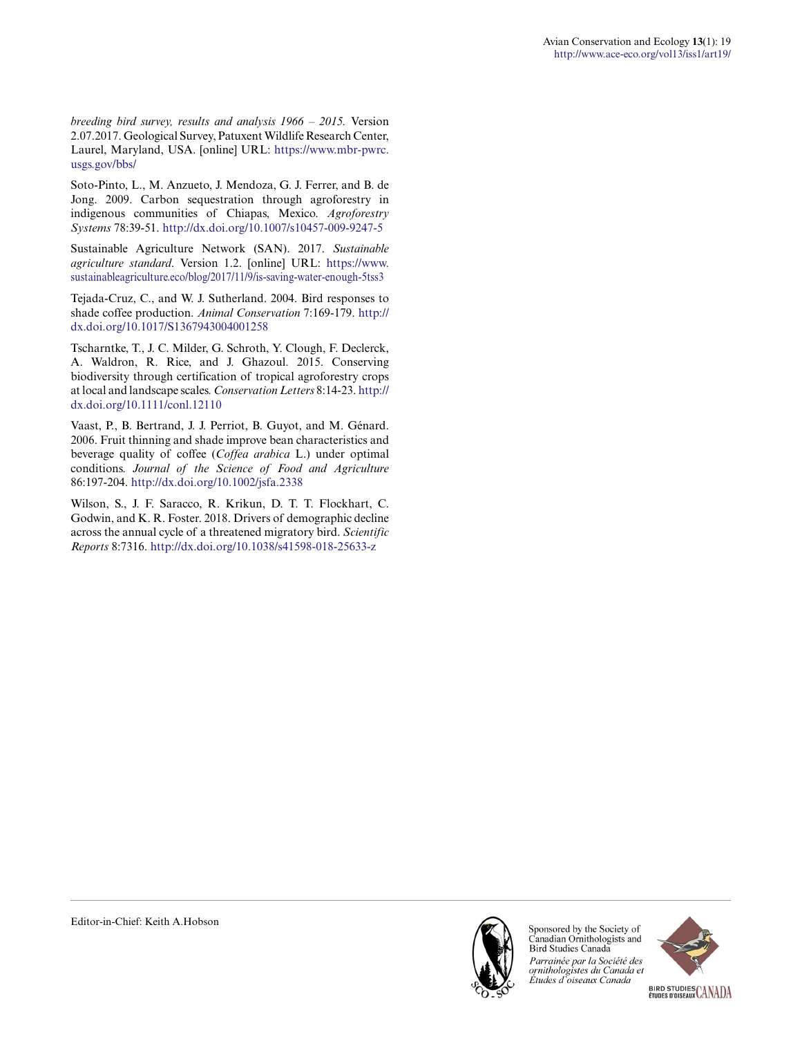*breeding bird survey, results and analysis 1966 – 2015.* Version 2.07.2017. Geological Survey, Patuxent Wildlife Research Center, Laurel, Maryland, USA. [online] URL: https://www.mbr-pwrc.usgs.gov/bbs/

Soto-Pinto, L., M. Anzueto, J. Mendoza, G. J. Ferrer, and B. de Jong. 2009. Carbon sequestration through agroforestry in indigenous communities of Chiapas, Mexico. *Agroforestry Systems* 78:39-51. http://dx.doi.org/10.1007/s10457-009-9247-5

Sustainable Agriculture Network (SAN). 2017. *Sustainable agriculture standard*. Version 1.2. [online] URL: https://www.sustainableagriculture.eco/blog/2017/11/9/is-saving-water-enough-5tss3

Tejada-Cruz, C., and W. J. Sutherland. 2004. Bird responses to shade coffee production. *Animal Conservation* 7:169-179. http://dx.doi.org/10.1017/S1367943004001258

Tscharntke, T., J. C. Milder, G. Schroth, Y. Clough, F. Declerck, A. Waldron, R. Rice, and J. Ghazoul. 2015. Conserving biodiversity through certification of tropical agroforestry crops at local and landscape scales. *Conservation Letters* 8:14-23. http://dx.doi.org/10.1111/conl.12110

Vaast, P., B. Bertrand, J. J. Perriot, B. Guyot, and M. Génard. 2006. Fruit thinning and shade improve bean characteristics and beverage quality of coffee (*Coffea arabica* L.) under optimal conditions. *Journal of the Science of Food and Agriculture* 86:197-204. http://dx.doi.org/10.1002/jsfa.2338

Wilson, S., J. F. Saracco, R. Krikun, D. T. T. Flockhart, C. Godwin, and K. R. Foster. 2018. Drivers of demographic decline across the annual cycle of a threatened migratory bird. *Scientific Reports* 8:7316. http://dx.doi.org/10.1038/s41598-018-25633-z

Editor-in-Chief: Keith A.Hobson

Sponsored by the Society of Canadian Ornithologists and Bird Studies Canada

*Parrainée par la Société des ornithologistes du Canada et Études d'oiseaux Canada*